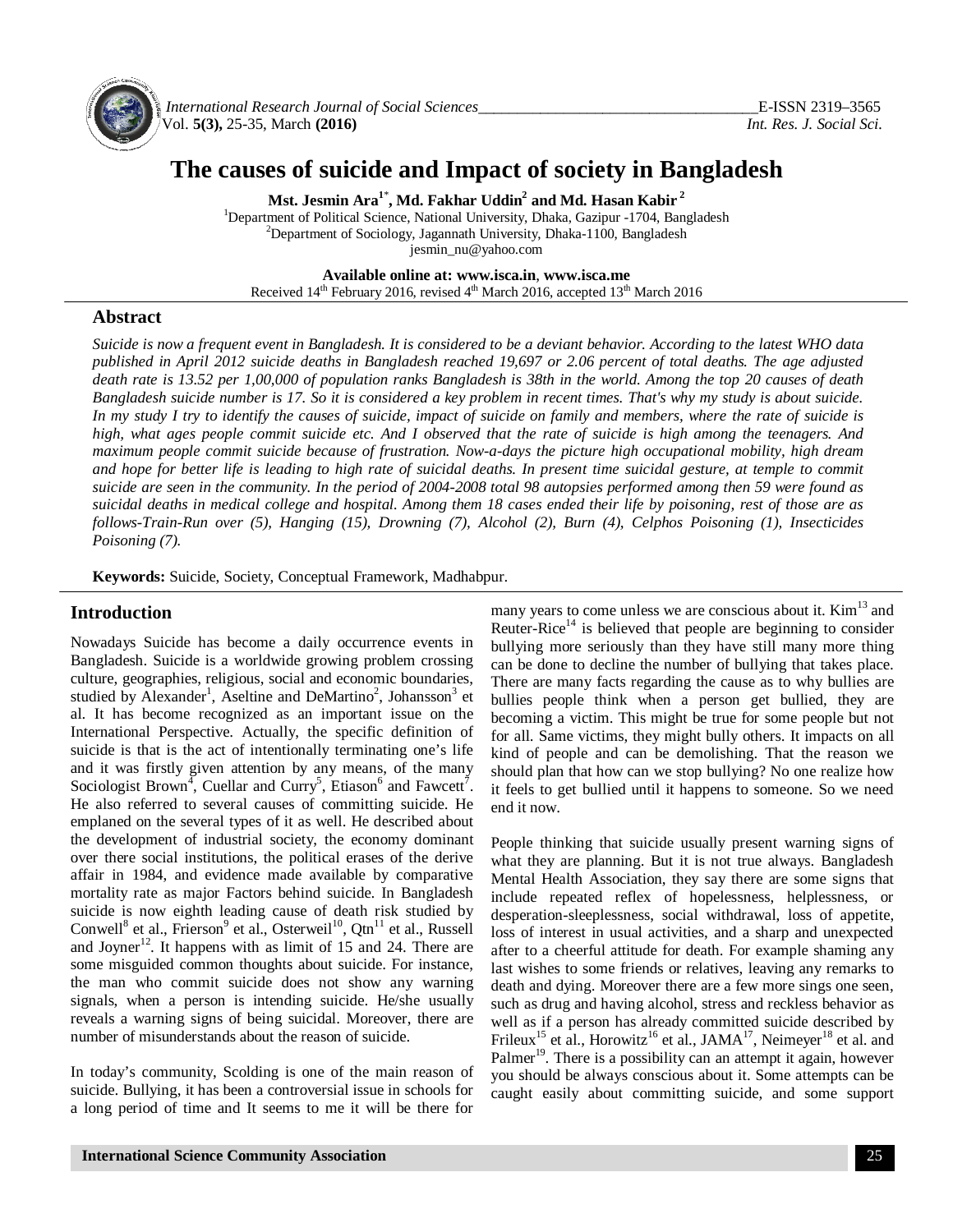# The causes of suicide and Impact of society in Bangladesh

**Mst. Jesmin Ara[1*], Md. Fakhar Uddin[2] and Md. Hasan Kabir[2]**

[1]Department of Political Science, National University, Dhaka, Gazipur -1704, Bangladesh
[2]Department of Sociology, Jagannath University, Dhaka-1100, Bangladesh
jesmin_nu@yahoo.com

**Available online at: www.isca.in, www.isca.me**
Received 14th February 2016, revised 4th March 2016, accepted 13th March 2016

## Abstract

*Suicide is now a frequent event in Bangladesh. It is considered to be a deviant behavior. According to the latest WHO data published in April 2012 suicide deaths in Bangladesh reached 19,697 or 2.06 percent of total deaths. The age adjusted death rate is 13.52 per 1,00,000 of population ranks Bangladesh is 38th in the world. Among the top 20 causes of death Bangladesh suicide number is 17. So it is considered a key problem in recent times. That's why my study is about suicide. In my study I try to identify the causes of suicide, impact of suicide on family and members, where the rate of suicide is high, what ages people commit suicide etc. And I observed that the rate of suicide is high among the teenagers. And maximum people commit suicide because of frustration. Now-a-days the picture high occupational mobility, high dream and hope for better life is leading to high rate of suicidal deaths. In present time suicidal gesture, at temple to commit suicide are seen in the community. In the period of 2004-2008 total 98 autopsies performed among then 59 were found as suicidal deaths in medical college and hospital. Among them 18 cases ended their life by poisoning, rest of those are as follows-Train-Run over (5), Hanging (15), Drowning (7), Alcohol (2), Burn (4), Celphos Poisoning (1), Insecticides Poisoning (7).*

**Keywords:** Suicide, Society, Conceptual Framework, Madhabpur.

## Introduction

Nowadays Suicide has become a daily occurrence events in Bangladesh. Suicide is a worldwide growing problem crossing culture, geographies, religious, social and economic boundaries, studied by Alexander[1], Aseltine and DeMartino[2], Johansson[3] et al. It has become recognized as an important issue on the International Perspective. Actually, the specific definition of suicide is that is the act of intentionally terminating one's life and it was firstly given attention by any means, of the many Sociologist Brown[4], Cuellar and Curry[5], Etiason[6] and Fawcett[7]. He also referred to several causes of committing suicide. He emplaned on the several types of it as well. He described about the development of industrial society, the economy dominant over there social institutions, the political erases of the derive affair in 1984, and evidence made available by comparative mortality rate as major Factors behind suicide. In Bangladesh suicide is now eighth leading cause of death risk studied by Conwell[8] et al., Frierson[9] et al., Osterweil[10], Qtn[11] et al., Russell and Joyner[12]. It happens with as limit of 15 and 24. There are some misguided common thoughts about suicide. For instance, the man who commit suicide does not show any warning signals, when a person is intending suicide. He/she usually reveals a warning signs of being suicidal. Moreover, there are number of misunderstands about the reason of suicide.

In today's community, Scolding is one of the main reason of suicide. Bullying, it has been a controversial issue in schools for a long period of time and It seems to me it will be there for many years to come unless we are conscious about it. Kim[13] and Reuter-Rice[14] is believed that people are beginning to consider bullying more seriously than they have still many more thing can be done to decline the number of bullying that takes place. There are many facts regarding the cause as to why bullies are bullies people think when a person get bullied, they are becoming a victim. This might be true for some people but not for all. Same victims, they might bully others. It impacts on all kind of people and can be demolishing. That the reason we should plan that how can we stop bullying? No one realize how it feels to get bullied until it happens to someone. So we need end it now.

People thinking that suicide usually present warning signs of what they are planning. But it is not true always. Bangladesh Mental Health Association, they say there are some signs that include repeated reflex of hopelessness, helplessness, or desperation-sleeplessness, social withdrawal, loss of appetite, loss of interest in usual activities, and a sharp and unexpected after to a cheerful attitude for death. For example shaming any last wishes to some friends or relatives, leaving any remarks to death and dying. Moreover there are a few more sings one seen, such as drug and having alcohol, stress and reckless behavior as well as if a person has already committed suicide described by Frileux[15] et al., Horowitz[16] et al., JAMA[17], Neimeyer[18] et al. and Palmer[19]. There is a possibility can an attempt it again, however you should be always conscious about it. Some attempts can be caught easily about committing suicide, and some support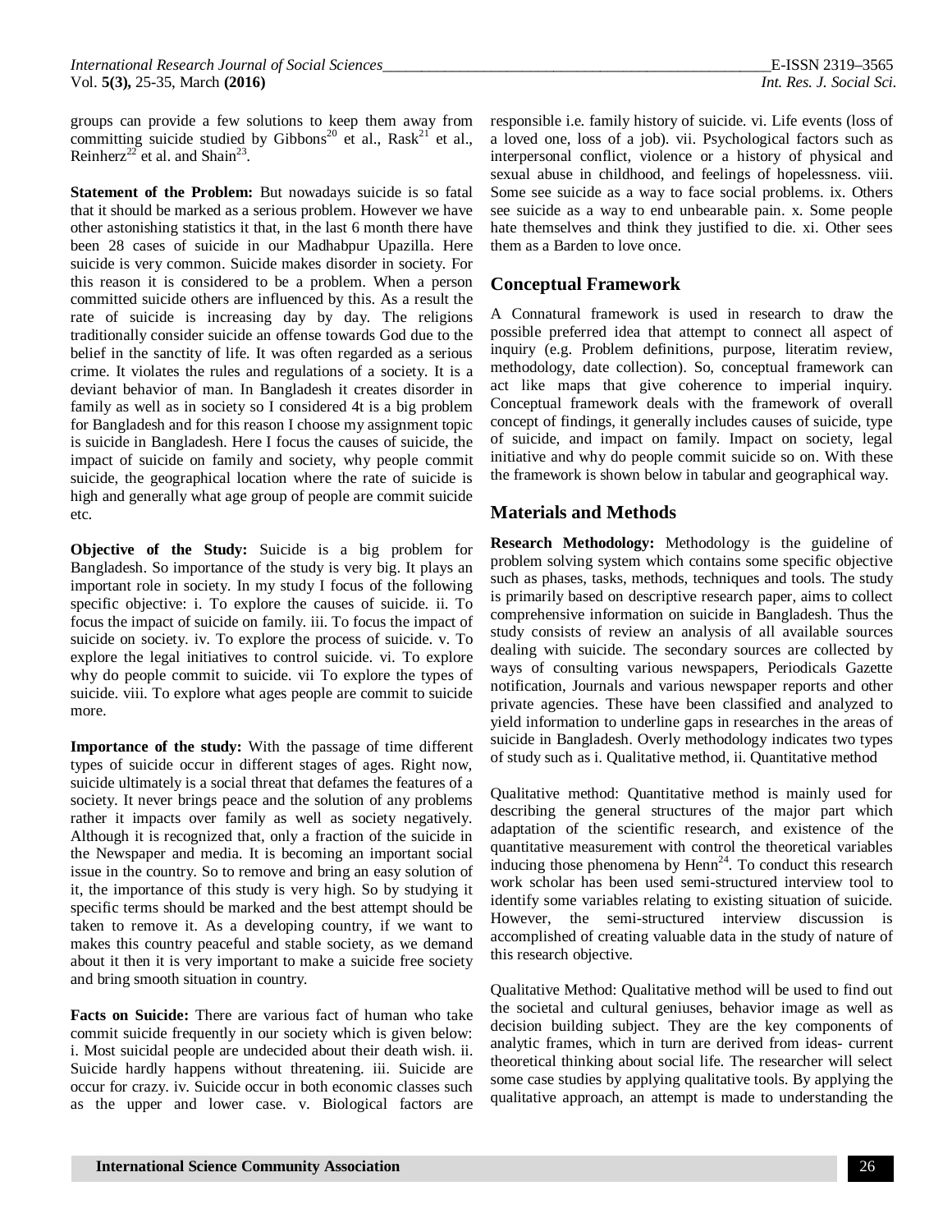groups can provide a few solutions to keep them away from committing suicide studied by Gibbons[20] et al., Rask[21] et al., Reinherz[22] et al. and Shain[23].

**Statement of the Problem:** But nowadays suicide is so fatal that it should be marked as a serious problem. However we have other astonishing statistics it that, in the last 6 month there have been 28 cases of suicide in our Madhabpur Upazilla. Here suicide is very common. Suicide makes disorder in society. For this reason it is considered to be a problem. When a person committed suicide others are influenced by this. As a result the rate of suicide is increasing day by day. The religions traditionally consider suicide an offense towards God due to the belief in the sanctity of life. It was often regarded as a serious crime. It violates the rules and regulations of a society. It is a deviant behavior of man. In Bangladesh it creates disorder in family as well as in society so I considered 4t is a big problem for Bangladesh and for this reason I choose my assignment topic is suicide in Bangladesh. Here I focus the causes of suicide, the impact of suicide on family and society, why people commit suicide, the geographical location where the rate of suicide is high and generally what age group of people are commit suicide etc.

**Objective of the Study:** Suicide is a big problem for Bangladesh. So importance of the study is very big. It plays an important role in society. In my study I focus of the following specific objective: i. To explore the causes of suicide. ii. To focus the impact of suicide on family. iii. To focus the impact of suicide on society. iv. To explore the process of suicide. v. To explore the legal initiatives to control suicide. vi. To explore why do people commit to suicide. vii To explore the types of suicide. viii. To explore what ages people are commit to suicide more.

**Importance of the study:** With the passage of time different types of suicide occur in different stages of ages. Right now, suicide ultimately is a social threat that defames the features of a society. It never brings peace and the solution of any problems rather it impacts over family as well as society negatively. Although it is recognized that, only a fraction of the suicide in the Newspaper and media. It is becoming an important social issue in the country. So to remove and bring an easy solution of it, the importance of this study is very high. So by studying it specific terms should be marked and the best attempt should be taken to remove it. As a developing country, if we want to makes this country peaceful and stable society, as we demand about it then it is very important to make a suicide free society and bring smooth situation in country.

**Facts on Suicide:** There are various fact of human who take commit suicide frequently in our society which is given below: i. Most suicidal people are undecided about their death wish. ii. Suicide hardly happens without threatening. iii. Suicide are occur for crazy. iv. Suicide occur in both economic classes such as the upper and lower case. v. Biological factors are responsible i.e. family history of suicide. vi. Life events (loss of a loved one, loss of a job). vii. Psychological factors such as interpersonal conflict, violence or a history of physical and sexual abuse in childhood, and feelings of hopelessness. viii. Some see suicide as a way to face social problems. ix. Others see suicide as a way to end unbearable pain. x. Some people hate themselves and think they justified to die. xi. Other sees them as a Barden to love once.

## Conceptual Framework

A Connatural framework is used in research to draw the possible preferred idea that attempt to connect all aspect of inquiry (e.g. Problem definitions, purpose, literatim review, methodology, date collection). So, conceptual framework can act like maps that give coherence to imperial inquiry. Conceptual framework deals with the framework of overall concept of findings, it generally includes causes of suicide, type of suicide, and impact on family. Impact on society, legal initiative and why do people commit suicide so on. With these the framework is shown below in tabular and geographical way.

## Materials and Methods

**Research Methodology:** Methodology is the guideline of problem solving system which contains some specific objective such as phases, tasks, methods, techniques and tools. The study is primarily based on descriptive research paper, aims to collect comprehensive information on suicide in Bangladesh. Thus the study consists of review an analysis of all available sources dealing with suicide. The secondary sources are collected by ways of consulting various newspapers, Periodicals Gazette notification, Journals and various newspaper reports and other private agencies. These have been classified and analyzed to yield information to underline gaps in researches in the areas of suicide in Bangladesh. Overly methodology indicates two types of study such as i. Qualitative method, ii. Quantitative method

Qualitative method: Quantitative method is mainly used for describing the general structures of the major part which adaptation of the scientific research, and existence of the quantitative measurement with control the theoretical variables inducing those phenomena by Henn[24]. To conduct this research work scholar has been used semi-structured interview tool to identify some variables relating to existing situation of suicide. However, the semi-structured interview discussion is accomplished of creating valuable data in the study of nature of this research objective.

Qualitative Method: Qualitative method will be used to find out the societal and cultural geniuses, behavior image as well as decision building subject. They are the key components of analytic frames, which in turn are derived from ideas- current theoretical thinking about social life. The researcher will select some case studies by applying qualitative tools. By applying the qualitative approach, an attempt is made to understanding the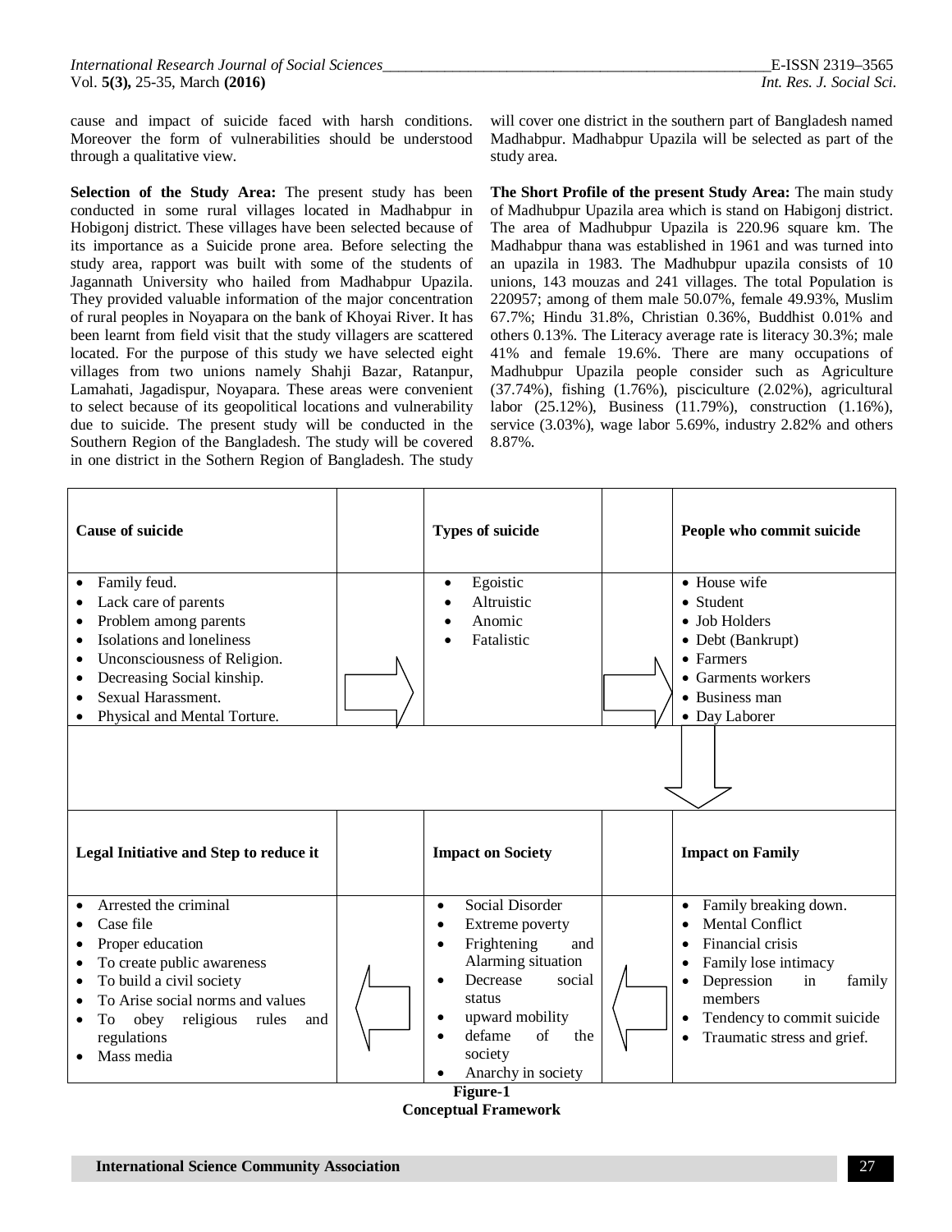cause and impact of suicide faced with harsh conditions. Moreover the form of vulnerabilities should be understood through a qualitative view.

**Selection of the Study Area:** The present study has been conducted in some rural villages located in Madhabpur in Hobigonj district. These villages have been selected because of its importance as a Suicide prone area. Before selecting the study area, rapport was built with some of the students of Jagannath University who hailed from Madhabpur Upazila. They provided valuable information of the major concentration of rural peoples in Noyapara on the bank of Khoyai River. It has been learnt from field visit that the study villagers are scattered located. For the purpose of this study we have selected eight villages from two unions namely Shahji Bazar, Ratanpur, Lamahati, Jagadispur, Noyapara. These areas were convenient to select because of its geopolitical locations and vulnerability due to suicide. The present study will be conducted in the Southern Region of the Bangladesh. The study will be covered in one district in the Sothern Region of Bangladesh. The study will cover one district in the southern part of Bangladesh named Madhabpur. Madhabpur Upazila will be selected as part of the study area.

**The Short Profile of the present Study Area:** The main study of Madhubpur Upazila area which is stand on Habigonj district. The area of Madhubpur Upazila is 220.96 square km. The Madhabpur thana was established in 1961 and was turned into an upazila in 1983. The Madhubpur upazila consists of 10 unions, 143 mouzas and 241 villages. The total Population is 220957; among of them male 50.07%, female 49.93%, Muslim 67.7%; Hindu 31.8%, Christian 0.36%, Buddhist 0.01% and others 0.13%. The Literacy average rate is literacy 30.3%; male 41% and female 19.6%. There are many occupations of Madhubpur Upazila people consider such as Agriculture (37.74%), fishing (1.76%), pisciculture (2.02%), agricultural labor (25.12%), Business (11.79%), construction (1.16%), service (3.03%), wage labor 5.69%, industry 2.82% and others 8.87%.

| Cause of suicide | | Types of suicide | | People who commit suicide |
|---|---|---|---|---|
| • Family feud.<br>• Lack care of parents<br>• Problem among parents<br>• Isolations and loneliness<br>• Unconsciousness of Religion.<br>• Decreasing Social kinship.<br>• Sexual Harassment.<br>• Physical and Mental Torture. | → | • Egoistic<br>• Altruistic<br>• Anomic<br>• Fatalistic | → | • House wife<br>• Student<br>• Job Holders<br>• Debt (Bankrupt)<br>• Farmers<br>• Garments workers<br>• Business man<br>• Day Laborer |
| | | | | ↓ |
| **Legal Initiative and Step to reduce it** | | **Impact on Society** | | **Impact on Family** |
| • Arrested the criminal<br>• Case file<br>• Proper education<br>• To create public awareness<br>• To build a civil society<br>• To Arise social norms and values<br>• To obey religious rules and regulations<br>• Mass media | ← | • Social Disorder<br>• Extreme poverty<br>• Frightening and Alarming situation<br>• Decrease social status<br>• upward mobility<br>• defame of the society<br>• Anarchy in society | ← | • Family breaking down.<br>• Mental Conflict<br>• Financial crisis<br>• Family lose intimacy<br>• Depression in family members<br>• Tendency to commit suicide<br>• Traumatic stress and grief. |

**Figure-1**
**Conceptual Framework**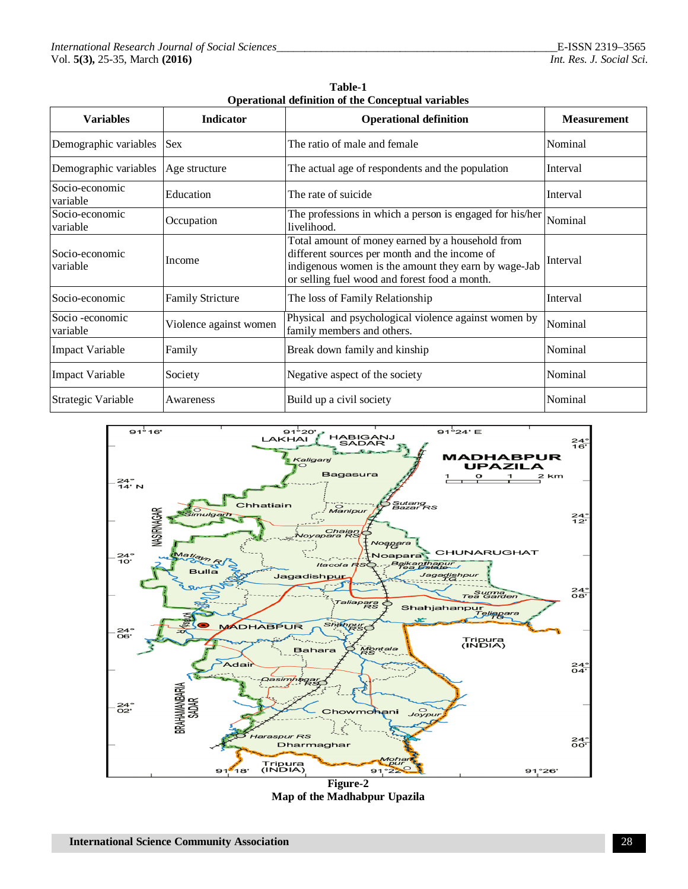**Table-1**
**Operational definition of the Conceptual variables**

| Variables | Indicator | Operational definition | Measurement |
|---|---|---|---|
| Demographic variables | Sex | The ratio of male and female | Nominal |
| Demographic variables | Age structure | The actual age of respondents and the population | Interval |
| Socio-economic variable | Education | The rate of suicide | Interval |
| Socio-economic variable | Occupation | The professions in which a person is engaged for his/her livelihood. | Nominal |
| Socio-economic variable | Income | Total amount of money earned by a household from different sources per month and the income of indigenous women is the amount they earn by wage-Jab or selling fuel wood and forest food a month. | Interval |
| Socio-economic | Family Stricture | The loss of Family Relationship | Interval |
| Socio -economic variable | Violence against women | Physical and psychological violence against women by family members and others. | Nominal |
| Impact Variable | Family | Break down family and kinship | Nominal |
| Impact Variable | Society | Negative aspect of the society | Nominal |
| Strategic Variable | Awareness | Build up a civil society | Nominal |

**Figure-2**
**Map of the Madhabpur Upazila**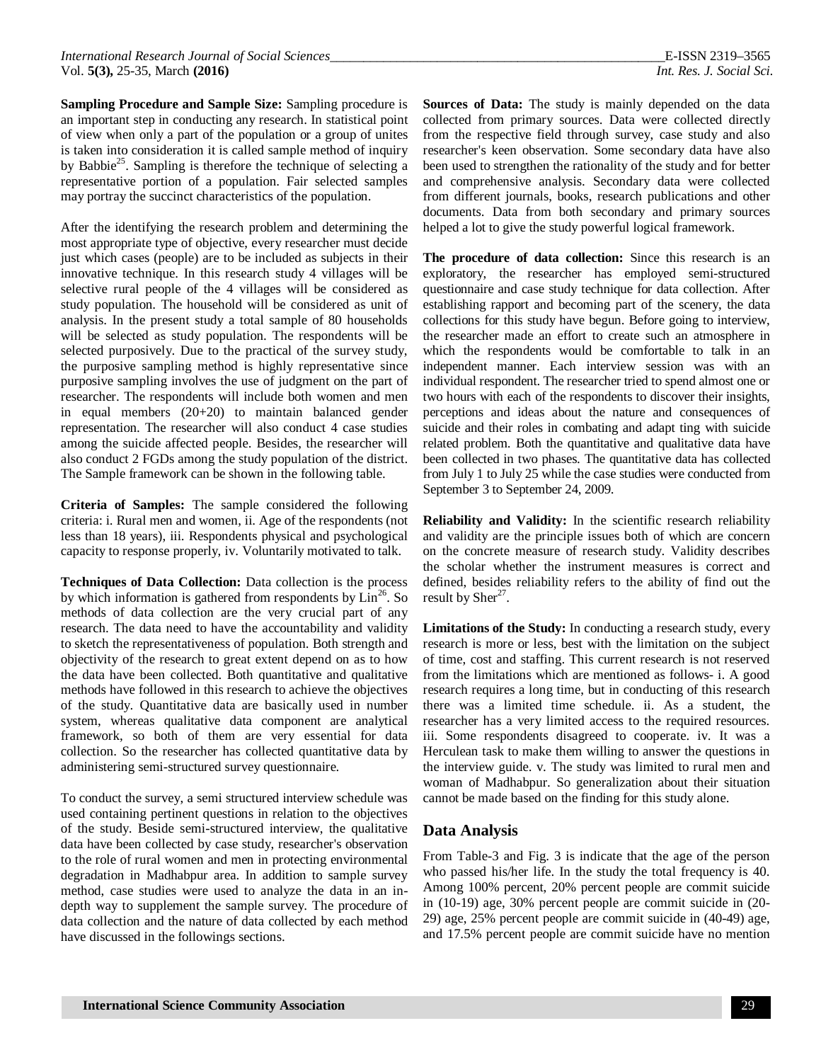**Sampling Procedure and Sample Size:** Sampling procedure is an important step in conducting any research. In statistical point of view when only a part of the population or a group of unites is taken into consideration it is called sample method of inquiry by Babbie[25]. Sampling is therefore the technique of selecting a representative portion of a population. Fair selected samples may portray the succinct characteristics of the population.

After the identifying the research problem and determining the most appropriate type of objective, every researcher must decide just which cases (people) are to be included as subjects in their innovative technique. In this research study 4 villages will be selective rural people of the 4 villages will be considered as study population. The household will be considered as unit of analysis. In the present study a total sample of 80 households will be selected as study population. The respondents will be selected purposively. Due to the practical of the survey study, the purposive sampling method is highly representative since purposive sampling involves the use of judgment on the part of researcher. The respondents will include both women and men in equal members (20+20) to maintain balanced gender representation. The researcher will also conduct 4 case studies among the suicide affected people. Besides, the researcher will also conduct 2 FGDs among the study population of the district. The Sample framework can be shown in the following table.

**Criteria of Samples:** The sample considered the following criteria: i. Rural men and women, ii. Age of the respondents (not less than 18 years), iii. Respondents physical and psychological capacity to response properly, iv. Voluntarily motivated to talk.

**Techniques of Data Collection:** Data collection is the process by which information is gathered from respondents by Lin[26]. So methods of data collection are the very crucial part of any research. The data need to have the accountability and validity to sketch the representativeness of population. Both strength and objectivity of the research to great extent depend on as to how the data have been collected. Both quantitative and qualitative methods have followed in this research to achieve the objectives of the study. Quantitative data are basically used in number system, whereas qualitative data component are analytical framework, so both of them are very essential for data collection. So the researcher has collected quantitative data by administering semi-structured survey questionnaire.

To conduct the survey, a semi structured interview schedule was used containing pertinent questions in relation to the objectives of the study. Beside semi-structured interview, the qualitative data have been collected by case study, researcher's observation to the role of rural women and men in protecting environmental degradation in Madhabpur area. In addition to sample survey method, case studies were used to analyze the data in an in-depth way to supplement the sample survey. The procedure of data collection and the nature of data collected by each method have discussed in the followings sections.

**Sources of Data:** The study is mainly depended on the data collected from primary sources. Data were collected directly from the respective field through survey, case study and also researcher's keen observation. Some secondary data have also been used to strengthen the rationality of the study and for better and comprehensive analysis. Secondary data were collected from different journals, books, research publications and other documents. Data from both secondary and primary sources helped a lot to give the study powerful logical framework.

**The procedure of data collection:** Since this research is an exploratory, the researcher has employed semi-structured questionnaire and case study technique for data collection. After establishing rapport and becoming part of the scenery, the data collections for this study have begun. Before going to interview, the researcher made an effort to create such an atmosphere in which the respondents would be comfortable to talk in an independent manner. Each interview session was with an individual respondent. The researcher tried to spend almost one or two hours with each of the respondents to discover their insights, perceptions and ideas about the nature and consequences of suicide and their roles in combating and adapt ting with suicide related problem. Both the quantitative and qualitative data have been collected in two phases. The quantitative data has collected from July 1 to July 25 while the case studies were conducted from September 3 to September 24, 2009.

**Reliability and Validity:** In the scientific research reliability and validity are the principle issues both of which are concern on the concrete measure of research study. Validity describes the scholar whether the instrument measures is correct and defined, besides reliability refers to the ability of find out the result by Sher[27].

**Limitations of the Study:** In conducting a research study, every research is more or less, best with the limitation on the subject of time, cost and staffing. This current research is not reserved from the limitations which are mentioned as follows- i. A good research requires a long time, but in conducting of this research there was a limited time schedule. ii. As a student, the researcher has a very limited access to the required resources. iii. Some respondents disagreed to cooperate. iv. It was a Herculean task to make them willing to answer the questions in the interview guide. v. The study was limited to rural men and woman of Madhabpur. So generalization about their situation cannot be made based on the finding for this study alone.

## Data Analysis

From Table-3 and Fig. 3 is indicate that the age of the person who passed his/her life. In the study the total frequency is 40. Among 100% percent, 20% percent people are commit suicide in (10-19) age, 30% percent people are commit suicide in (20-29) age, 25% percent people are commit suicide in (40-49) age, and 17.5% percent people are commit suicide have no mention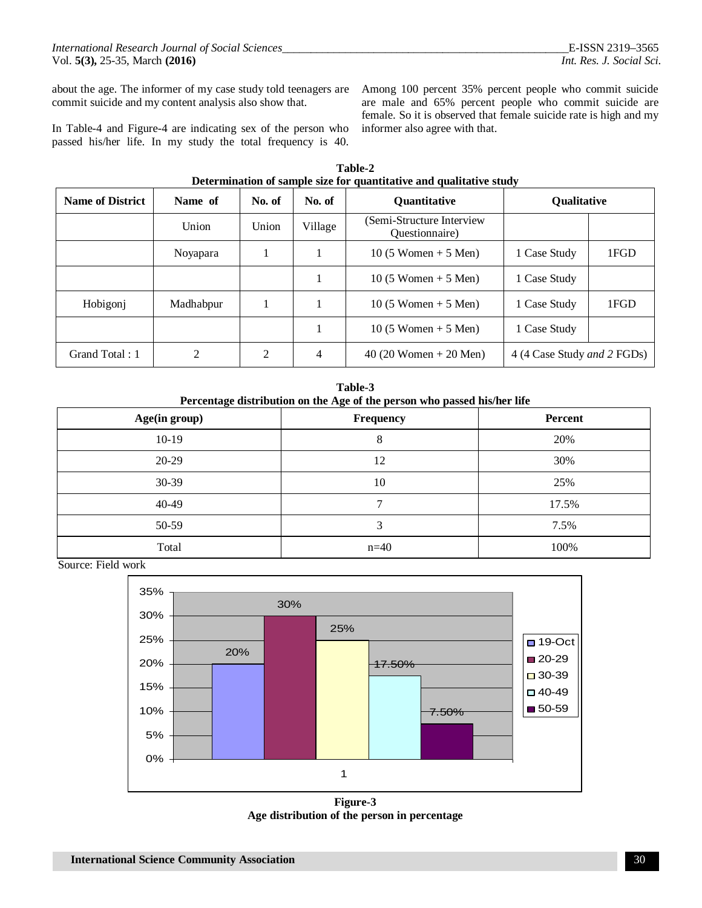about the age. The informer of my case study told teenagers are commit suicide and my content analysis also show that.

In Table-4 and Figure-4 are indicating sex of the person who passed his/her life. In my study the total frequency is 40. Among 100 percent 35% percent people who commit suicide are male and 65% percent people who commit suicide are female. So it is observed that female suicide rate is high and my informer also agree with that.

**Table-2**
**Determination of sample size for quantitative and qualitative study**

| Name of District | Name of | No. of | No. of | Quantitative | Qualitative | |
|---|---|---|---|---|---|---|
| | Union | Union | Village | (Semi-Structure Interview Questionnaire) | | |
| | Noyapara | 1 | 1 | 10 (5 Women + 5 Men) | 1 Case Study | 1FGD |
| | | | 1 | 10 (5 Women + 5 Men) | 1 Case Study | |
| Hobigonj | Madhabpur | 1 | 1 | 10 (5 Women + 5 Men) | 1 Case Study | 1FGD |
| | | | 1 | 10 (5 Women + 5 Men) | 1 Case Study | |
| Grand Total : 1 | 2 | 2 | 4 | 40 (20 Women + 20 Men) | 4 (4 Case Study *and 2* FGDs) | |

**Table-3**
**Percentage distribution on the Age of the person who passed his/her life**

| Age(in group) | Frequency | Percent |
|---|---|---|
| 10-19 | 8 | 20% |
| 20-29 | 12 | 30% |
| 30-39 | 10 | 25% |
| 40-49 | 7 | 17.5% |
| 50-59 | 3 | 7.5% |
| Total | n=40 | 100% |

Source: Field work

**Figure-3**
**Age distribution of the person in percentage**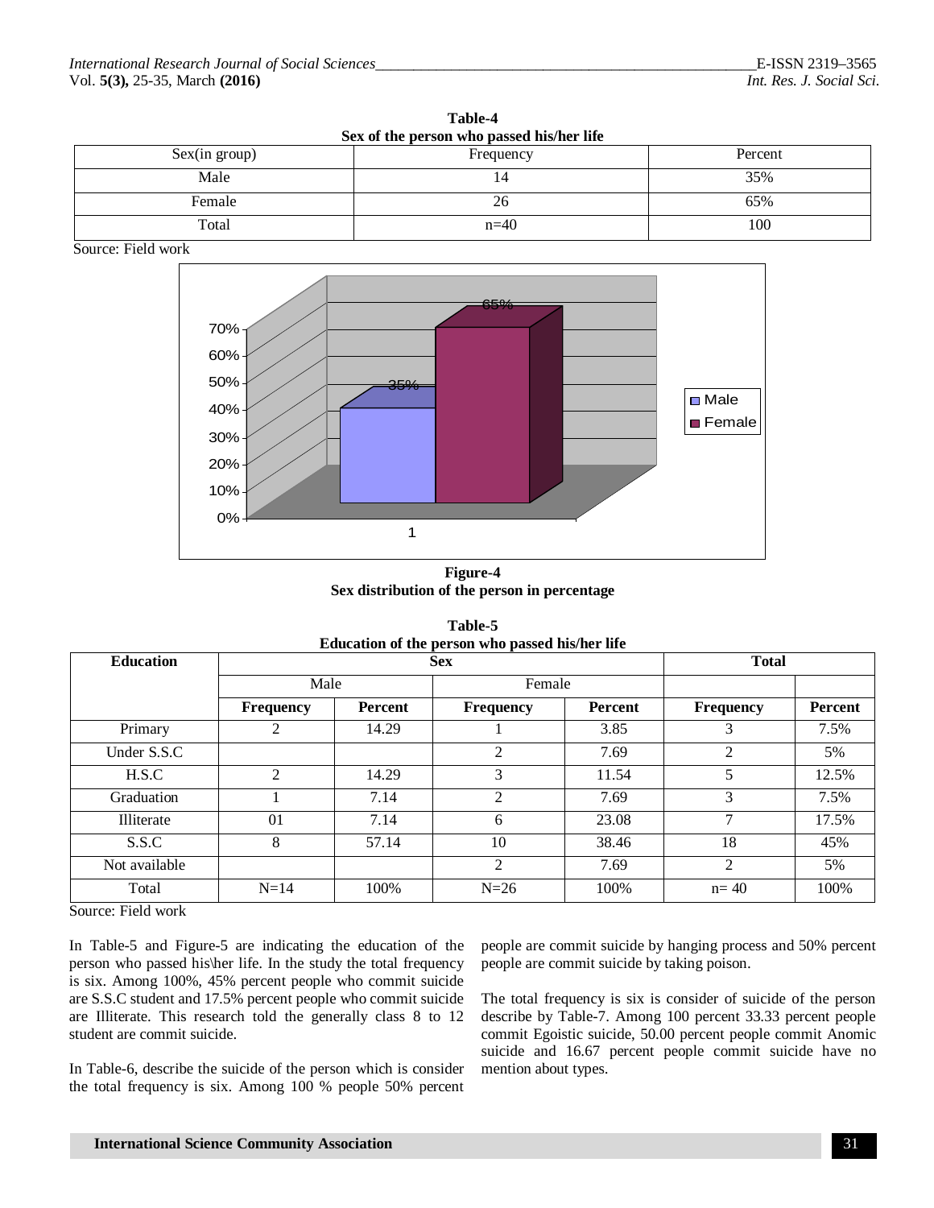**Table-4**
**Sex of the person who passed his/her life**

| Sex(in group) | Frequency | Percent |
|---|---|---|
| Male | 14 | 35% |
| Female | 26 | 65% |
| Total | n=40 | 100 |

Source: Field work

**Figure-4**
**Sex distribution of the person in percentage**

**Table-5**
**Education of the person who passed his/her life**

| Education | Sex | | | | Total | |
|---|---|---|---|---|---|---|
| | Male | | Female | | | |
| | **Frequency** | **Percent** | **Frequency** | **Percent** | **Frequency** | **Percent** |
| Primary | 2 | 14.29 | 1 | 3.85 | 3 | 7.5% |
| Under S.S.C | | | 2 | 7.69 | 2 | 5% |
| H.S.C | 2 | 14.29 | 3 | 11.54 | 5 | 12.5% |
| Graduation | 1 | 7.14 | 2 | 7.69 | 3 | 7.5% |
| Illiterate | 01 | 7.14 | 6 | 23.08 | 7 | 17.5% |
| S.S.C | 8 | 57.14 | 10 | 38.46 | 18 | 45% |
| Not available | | | 2 | 7.69 | 2 | 5% |
| Total | N=14 | 100% | N=26 | 100% | n= 40 | 100% |

Source: Field work

In Table-5 and Figure-5 are indicating the education of the person who passed his\her life. In the study the total frequency is six. Among 100%, 45% percent people who commit suicide are S.S.C student and 17.5% percent people who commit suicide are Illiterate. This research told the generally class 8 to 12 student are commit suicide.

In Table-6, describe the suicide of the person which is consider the total frequency is six. Among 100 % people 50% percent people are commit suicide by hanging process and 50% percent people are commit suicide by taking poison.

The total frequency is six is consider of suicide of the person describe by Table-7. Among 100 percent 33.33 percent people commit Egoistic suicide, 50.00 percent people commit Anomic suicide and 16.67 percent people commit suicide have no mention about types.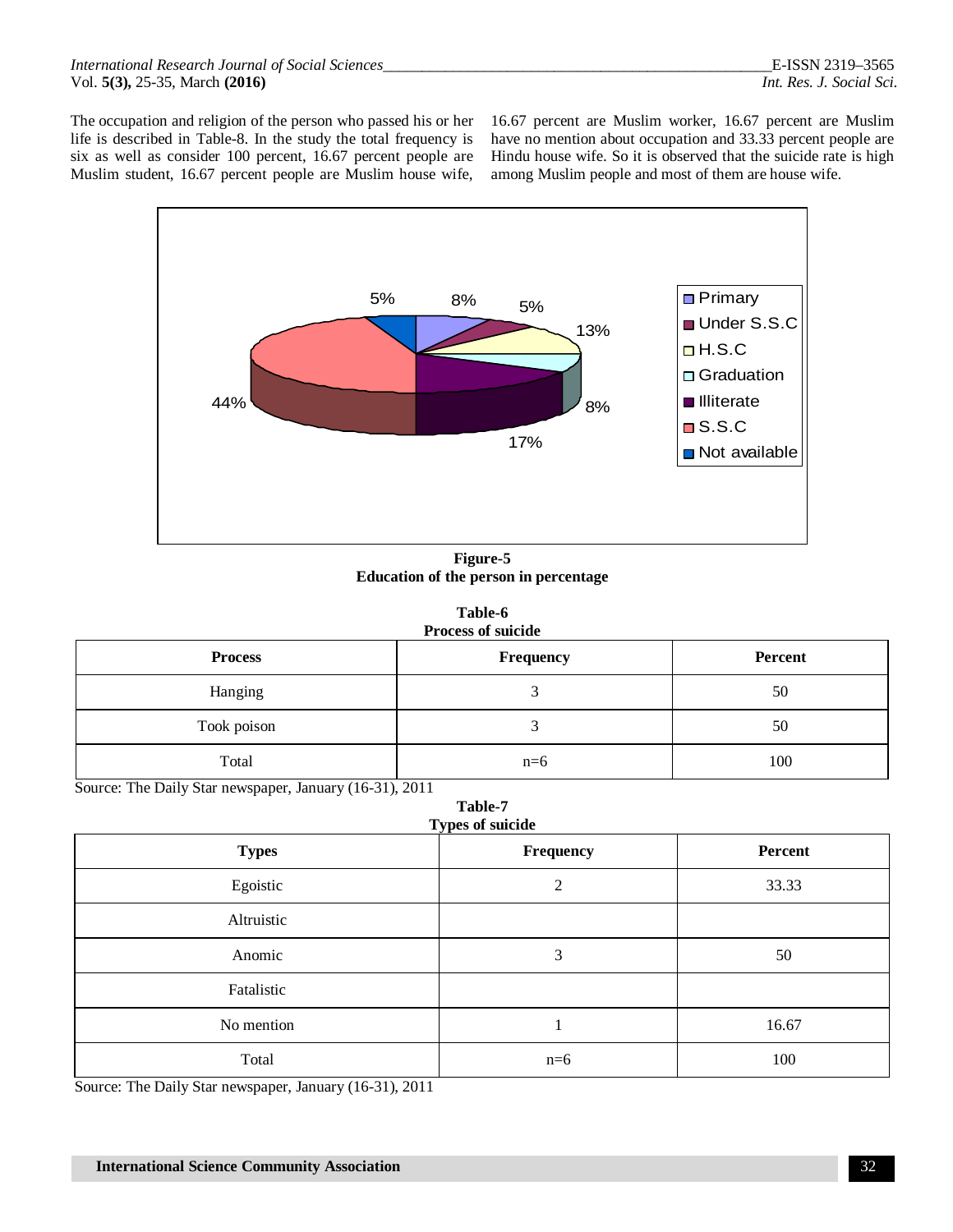The occupation and religion of the person who passed his or her life is described in Table-8. In the study the total frequency is six as well as consider 100 percent, 16.67 percent people are Muslim student, 16.67 percent people are Muslim house wife, 16.67 percent are Muslim worker, 16.67 percent are Muslim have no mention about occupation and 33.33 percent people are Hindu house wife. So it is observed that the suicide rate is high among Muslim people and most of them are house wife.

**Figure-5**
**Education of the person in percentage**

**Table-6**
**Process of suicide**

| Process | Frequency | Percent |
|---|---|---|
| Hanging | 3 | 50 |
| Took poison | 3 | 50 |
| Total | n=6 | 100 |

Source: The Daily Star newspaper, January (16-31), 2011

**Table-7**
**Types of suicide**

| Types | Frequency | Percent |
|---|---|---|
| Egoistic | 2 | 33.33 |
| Altruistic | | |
| Anomic | 3 | 50 |
| Fatalistic | | |
| No mention | 1 | 16.67 |
| Total | n=6 | 100 |

Source: The Daily Star newspaper, January (16-31), 2011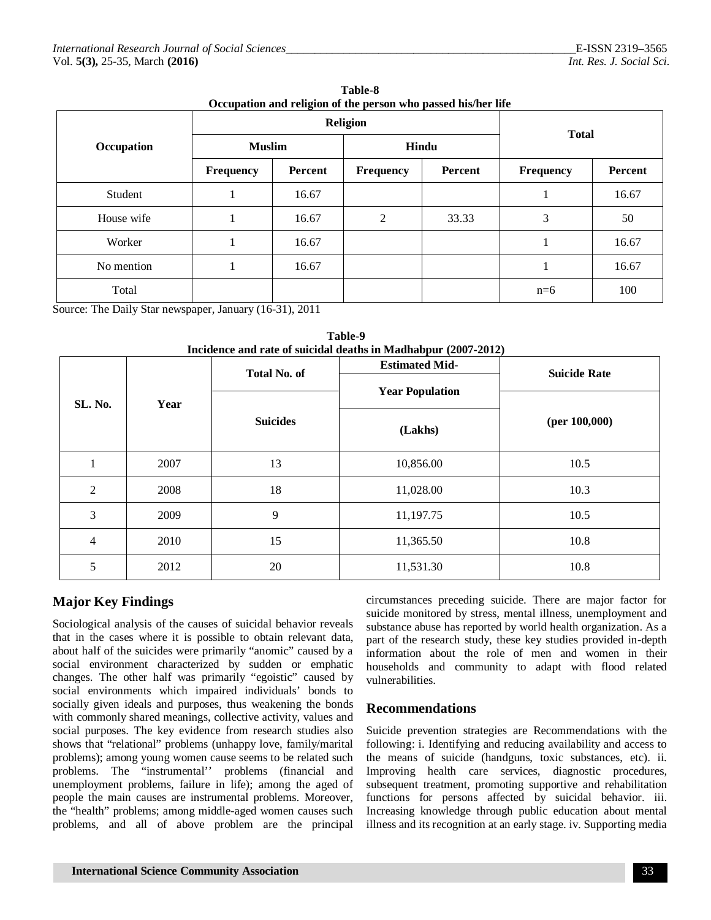**Table-8**
**Occupation and religion of the person who passed his/her life**

| Occupation | Religion | | | | Total | |
|---|---|---|---|---|---|---|
| | Muslim | | Hindu | | | |
| | Frequency | Percent | Frequency | Percent | Frequency | Percent |
| Student | 1 | 16.67 | | | 1 | 16.67 |
| House wife | 1 | 16.67 | 2 | 33.33 | 3 | 50 |
| Worker | 1 | 16.67 | | | 1 | 16.67 |
| No mention | 1 | 16.67 | | | 1 | 16.67 |
| Total | | | | | n=6 | 100 |

Source: The Daily Star newspaper, January (16-31), 2011

**Table-9**
**Incidence and rate of suicidal deaths in Madhabpur (2007-2012)**

| SL. No. | Year | Total No. of Suicides | Estimated Mid-Year Population (Lakhs) | Suicide Rate (per 100,000) |
|---|---|---|---|---|
| 1 | 2007 | 13 | 10,856.00 | 10.5 |
| 2 | 2008 | 18 | 11,028.00 | 10.3 |
| 3 | 2009 | 9 | 11,197.75 | 10.5 |
| 4 | 2010 | 15 | 11,365.50 | 10.8 |
| 5 | 2012 | 20 | 11,531.30 | 10.8 |

## Major Key Findings

Sociological analysis of the causes of suicidal behavior reveals that in the cases where it is possible to obtain relevant data, about half of the suicides were primarily "anomic" caused by a social environment characterized by sudden or emphatic changes. The other half was primarily "egoistic" caused by social environments which impaired individuals' bonds to socially given ideals and purposes, thus weakening the bonds with commonly shared meanings, collective activity, values and social purposes. The key evidence from research studies also shows that "relational" problems (unhappy love, family/marital problems); among young women cause seems to be related such problems. The "instrumental'' problems (financial and unemployment problems, failure in life); among the aged of people the main causes are instrumental problems. Moreover, the "health" problems; among middle-aged women causes such problems, and all of above problem are the principal circumstances preceding suicide. There are major factor for suicide monitored by stress, mental illness, unemployment and substance abuse has reported by world health organization. As a part of the research study, these key studies provided in-depth information about the role of men and women in their households and community to adapt with flood related vulnerabilities.

## Recommendations

Suicide prevention strategies are Recommendations with the following: i. Identifying and reducing availability and access to the means of suicide (handguns, toxic substances, etc). ii. Improving health care services, diagnostic procedures, subsequent treatment, promoting supportive and rehabilitation functions for persons affected by suicidal behavior. iii. Increasing knowledge through public education about mental illness and its recognition at an early stage. iv. Supporting media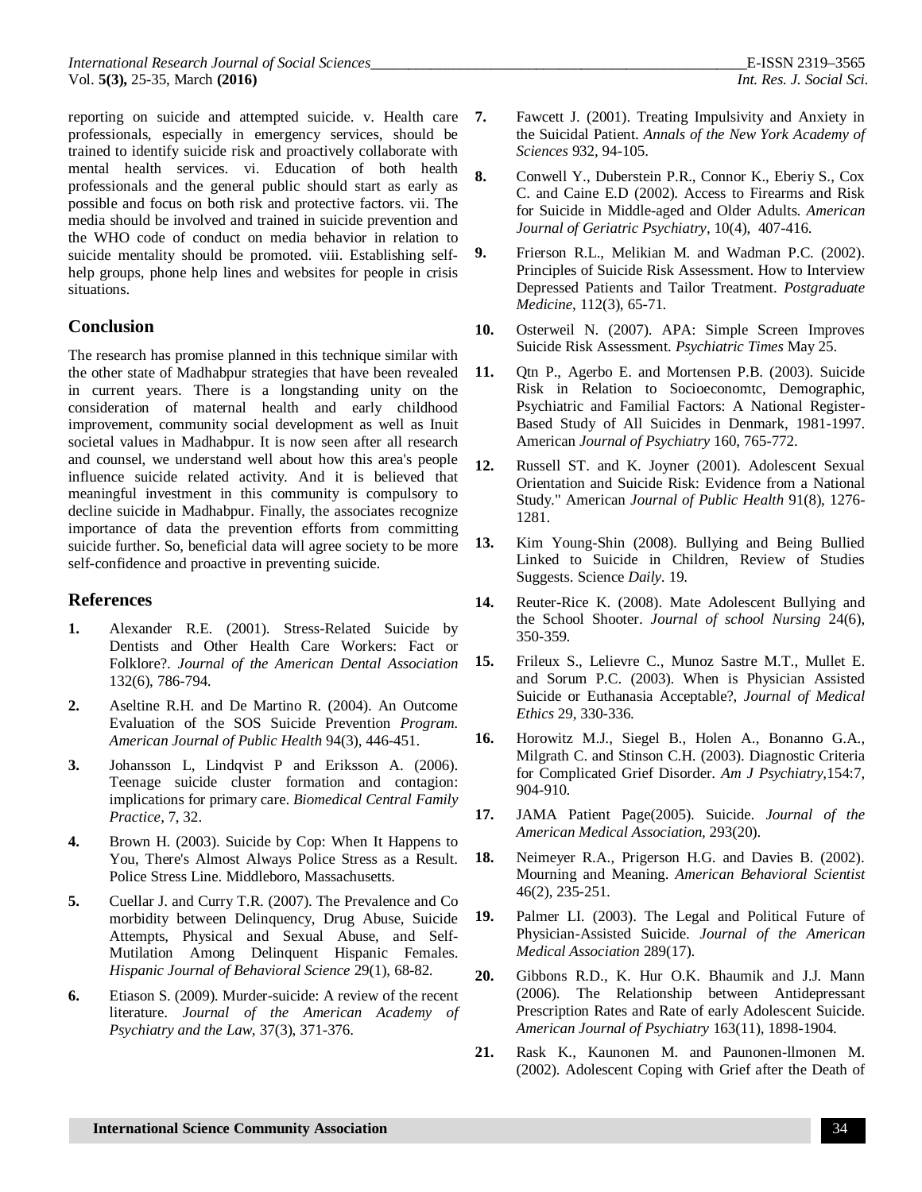reporting on suicide and attempted suicide. v. Health care professionals, especially in emergency services, should be trained to identify suicide risk and proactively collaborate with mental health services. vi. Education of both health professionals and the general public should start as early as possible and focus on both risk and protective factors. vii. The media should be involved and trained in suicide prevention and the WHO code of conduct on media behavior in relation to suicide mentality should be promoted. viii. Establishing self-help groups, phone help lines and websites for people in crisis situations.

## Conclusion

The research has promise planned in this technique similar with the other state of Madhabpur strategies that have been revealed in current years. There is a longstanding unity on the consideration of maternal health and early childhood improvement, community social development as well as Inuit societal values in Madhabpur. It is now seen after all research and counsel, we understand well about how this area's people influence suicide related activity. And it is believed that meaningful investment in this community is compulsory to decline suicide in Madhabpur. Finally, the associates recognize importance of data the prevention efforts from committing suicide further. So, beneficial data will agree society to be more self-confidence and proactive in preventing suicide.

## References

1. Alexander R.E. (2001). Stress-Related Suicide by Dentists and Other Health Care Workers: Fact or Folklore?. *Journal of the American Dental Association* 132(6), 786-794.

2. Aseltine R.H. and De Martino R. (2004). An Outcome Evaluation of the SOS Suicide Prevention *Program. American Journal of Public Health* 94(3), 446-451.

3. Johansson L, Lindqvist P and Eriksson A. (2006). Teenage suicide cluster formation and contagion: implications for primary care. *Biomedical Central Family Practice,* 7, 32.

4. Brown H. (2003). Suicide by Cop: When It Happens to You, There's Almost Always Police Stress as a Result. Police Stress Line. Middleboro, Massachusetts.

5. Cuellar J. and Curry T.R. (2007). The Prevalence and Co morbidity between Delinquency, Drug Abuse, Suicide Attempts, Physical and Sexual Abuse, and Self-Mutilation Among Delinquent Hispanic Females. *Hispanic Journal of Behavioral Science* 29(1), 68-82.

6. Etiason S. (2009). Murder-suicide: A review of the recent literature. *Journal of the American Academy of Psychiatry and the Law,* 37(3), 371-376.

7. Fawcett J. (2001). Treating Impulsivity and Anxiety in the Suicidal Patient. *Annals of the New York Academy of Sciences* 932, 94-105.

8. Conwell Y., Duberstein P.R., Connor K., Eberiy S., Cox C. and Caine E.D (2002). Access to Firearms and Risk for Suicide in Middle-aged and Older Adults. *American Journal of Geriatric Psychiatry,* 10(4), 407-416.

9. Frierson R.L., Melikian M. and Wadman P.C. (2002). Principles of Suicide Risk Assessment. How to Interview Depressed Patients and Tailor Treatment. *Postgraduate Medicine*, 112(3), 65-71.

10. Osterweil N. (2007). APA: Simple Screen Improves Suicide Risk Assessment. *Psychiatric Times* May 25.

11. Qtn P., Agerbo E. and Mortensen P.B. (2003). Suicide Risk in Relation to Socioeconomtc, Demographic, Psychiatric and Familial Factors: A National Register-Based Study of All Suicides in Denmark, 1981-1997. American *Journal of Psychiatry* 160, 765-772.

12. Russell ST. and K. Joyner (2001). Adolescent Sexual Orientation and Suicide Risk: Evidence from a National Study." American *Journal of Public Health* 91(8), 1276-1281.

13. Kim Young-Shin (2008). Bullying and Being Bullied Linked to Suicide in Children, Review of Studies Suggests. Science *Daily*. 19.

14. Reuter-Rice K. (2008). Mate Adolescent Bullying and the School Shooter. *Journal of school Nursing* 24(6), 350-359.

15. Frileux S., Lelievre C., Munoz Sastre M.T., Mullet E. and Sorum P.C. (2003). When is Physician Assisted Suicide or Euthanasia Acceptable?, *Journal of Medical Ethics* 29, 330-336.

16. Horowitz M.J., Siegel B., Holen A., Bonanno G.A., Milgrath C. and Stinson C.H. (2003). Diagnostic Criteria for Complicated Grief Disorder. *Am J Psychiatry,*154:7, 904-910.

17. JAMA Patient Page(2005). Suicide. *Journal of the American Medical Association*, 293(20).

18. Neimeyer R.A., Prigerson H.G. and Davies B. (2002). Mourning and Meaning. *American Behavioral Scientist* 46(2), 235-251.

19. Palmer LI. (2003). The Legal and Political Future of Physician-Assisted Suicide. *Journal of the American Medical Association* 289(17).

20. Gibbons R.D., K. Hur O.K. Bhaumik and J.J. Mann (2006). The Relationship between Antidepressant Prescription Rates and Rate of early Adolescent Suicide. *American Journal of Psychiatry* 163(11), 1898-1904.

21. Rask K., Kaunonen M. and Paunonen-llmonen M. (2002). Adolescent Coping with Grief after the Death of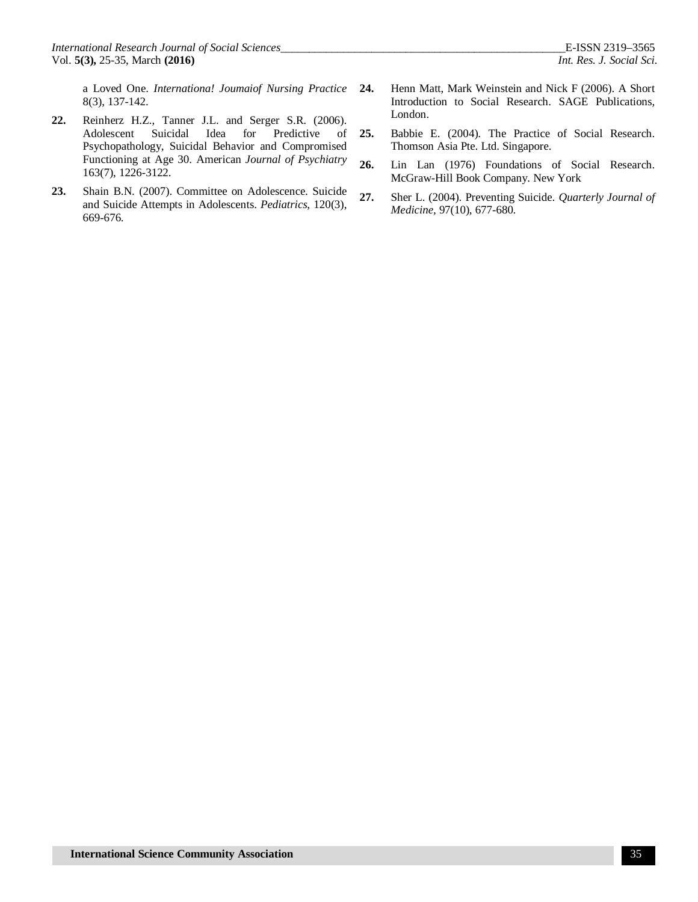a Loved One. *Internationa! Joumaiof Nursing Practice* 8(3), 137-142.

**22.** Reinherz H.Z., Tanner J.L. and Serger S.R. (2006). Adolescent Suicidal Idea for Predictive of Psychopathology, Suicidal Behavior and Compromised Functioning at Age 30. American *Journal of Psychiatry* 163(7), 1226-3122.

**23.** Shain B.N. (2007). Committee on Adolescence. Suicide and Suicide Attempts in Adolescents. *Pediatrics*, 120(3), 669-676.

**24.** Henn Matt, Mark Weinstein and Nick F (2006). A Short Introduction to Social Research. SAGE Publications, London.

**25.** Babbie E. (2004). The Practice of Social Research. Thomson Asia Pte. Ltd. Singapore.

**26.** Lin Lan (1976) Foundations of Social Research. McGraw-Hill Book Company. New York

**27.** Sher L. (2004). Preventing Suicide. *Quarterly Journal of Medicine*, 97(10), 677-680.